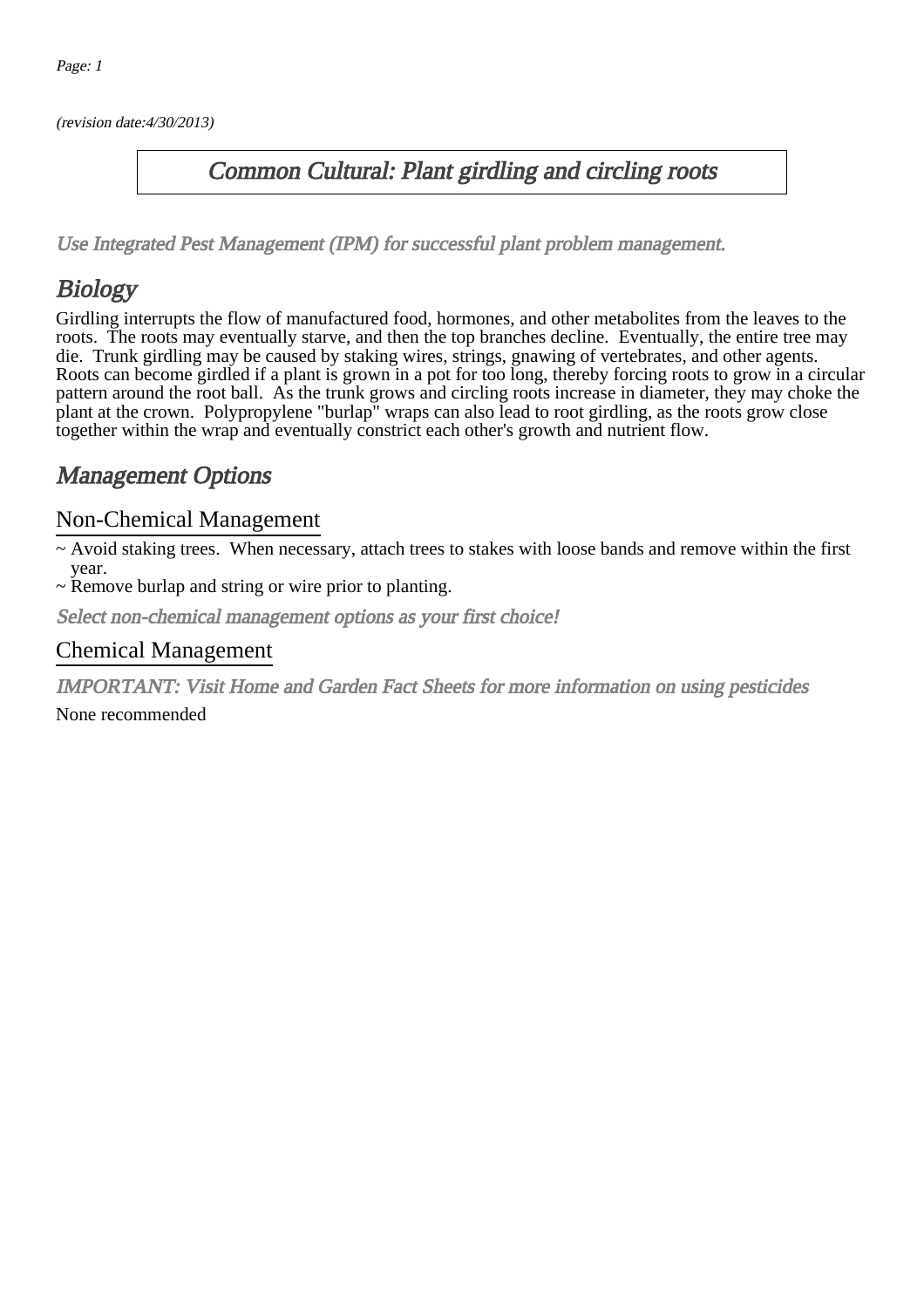(revision date:4/30/2013)

# Common Cultural: Plant girdling and circling roots

*Use Integrated Pest Management (IPM) for successful plant problem management.*

## Biology

Girdling interrupts the flow of manufactured food, hormones, and other metabolites from the leaves to the roots. The roots may eventually starve, and then the top branches decline. Eventually, the entire tree may die. Trunk girdling may be caused by staking wires, strings, gnawing of vertebrates, and other agents. Roots can become girdled if a plant is grown in a pot for too long, thereby forcing roots to grow in a circular pattern around the root ball. As the trunk grows and circling roots increase in diameter, they may choke the plant at the crown. Polypropylene "burlap" wraps can also lead to root girdling, as the roots grow close together within the wrap and eventually constrict each other's growth and nutrient flow.

## Management Options

### Non-Chemical Management

~ Avoid staking trees. When necessary, attach trees to stakes with loose bands and remove within the first year.
~ Remove burlap and string or wire prior to planting.

*Select non-chemical management options as your first choice!*

### Chemical Management

*IMPORTANT: Visit Home and Garden Fact Sheets for more information on using pesticides*

None recommended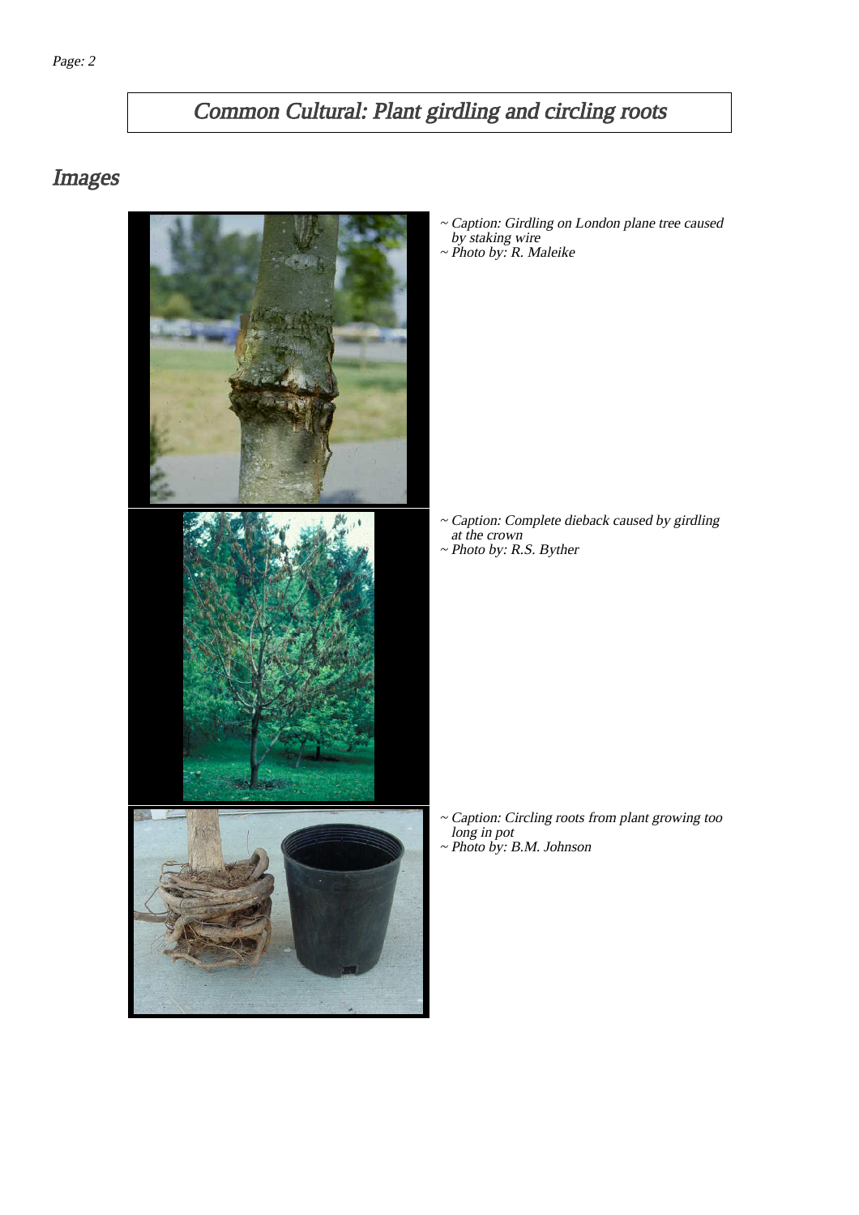# Common Cultural: Plant girdling and circling roots

## Images

~ Caption: Girdling on London plane tree caused by staking wire
~ Photo by: R. Maleike

~ Caption: Complete dieback caused by girdling at the crown
~ Photo by: R.S. Byther

~ Caption: Circling roots from plant growing too long in pot
~ Photo by: B.M. Johnson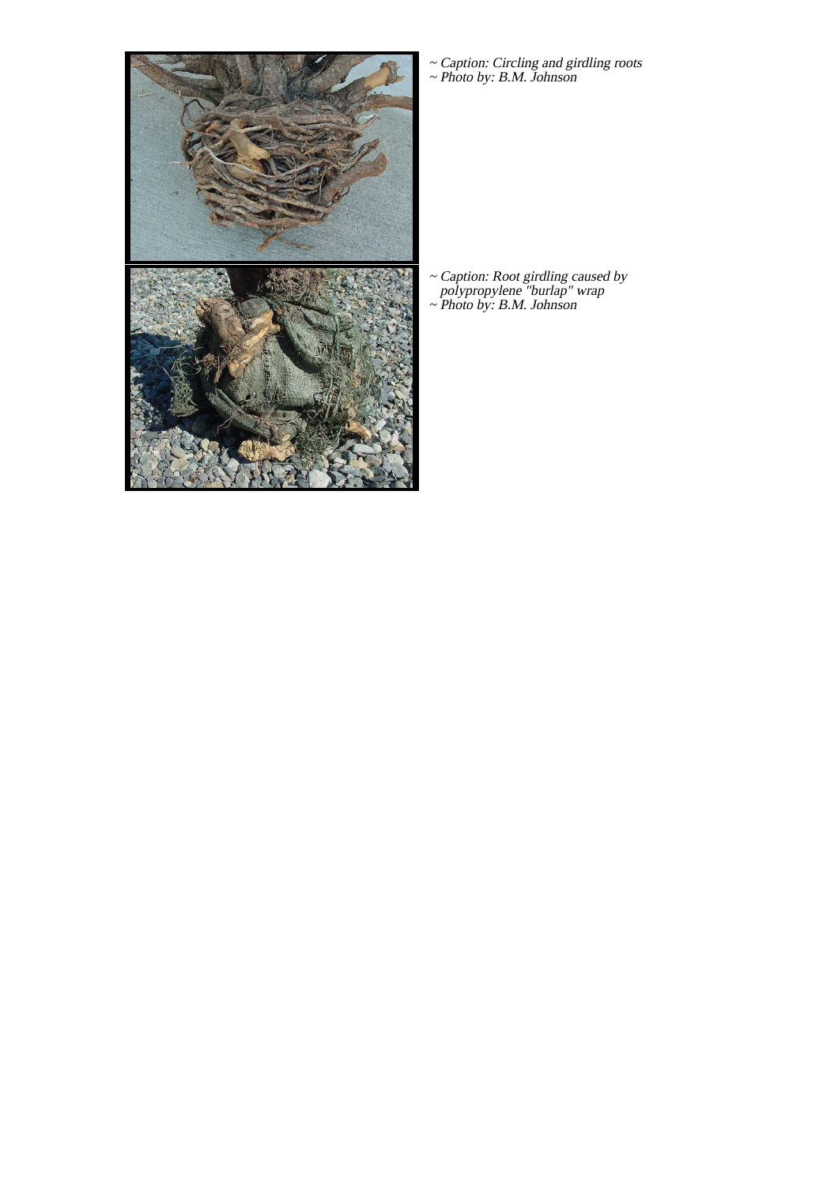~ *Caption: Circling and girdling roots*
~ *Photo by: B.M. Johnson*

~ *Caption: Root girdling caused by polypropylene "burlap" wrap*
~ *Photo by: B.M. Johnson*